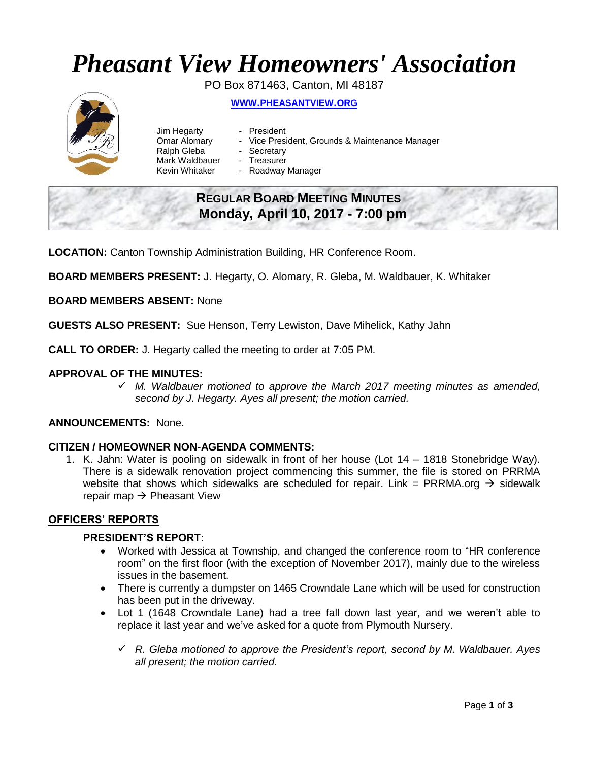// Pheasant View HOA Board Meeting Minutes, April 10, 2017 — page 1 of 3
# *Pheasant View Homeowners' Association*

PO Box 871463, Canton, MI 48187

**WWW.PHEASANTVIEW.ORG**

| | |
|---|---|
| Jim Hegarty | - President |
| Omar Alomary | - Vice President, Grounds & Maintenance Manager |
| Ralph Gleba | - Secretary |
| Mark Waldbauer | - Treasurer |
| Kevin Whitaker | - Roadway Manager |

## REGULAR BOARD MEETING MINUTES
## Monday, April 10, 2017 - 7:00 pm

**LOCATION:** Canton Township Administration Building, HR Conference Room.

**BOARD MEMBERS PRESENT:** J. Hegarty, O. Alomary, R. Gleba, M. Waldbauer, K. Whitaker

**BOARD MEMBERS ABSENT:** None

**GUESTS ALSO PRESENT:** Sue Henson, Terry Lewiston, Dave Mihelick, Kathy Jahn

**CALL TO ORDER:** J. Hegarty called the meeting to order at 7:05 PM.

**APPROVAL OF THE MINUTES:**

- ✓ *M. Waldbauer motioned to approve the March 2017 meeting minutes as amended, second by J. Hegarty. Ayes all present; the motion carried.*

**ANNOUNCEMENTS:** None.

**CITIZEN / HOMEOWNER NON-AGENDA COMMENTS:**

1. K. Jahn: Water is pooling on sidewalk in front of her house (Lot 14 – 1818 Stonebridge Way). There is a sidewalk renovation project commencing this summer, the file is stored on PRRMA website that shows which sidewalks are scheduled for repair. Link = PRRMA.org → sidewalk repair map → Pheasant View

## OFFICERS' REPORTS

### PRESIDENT'S REPORT:

- Worked with Jessica at Township, and changed the conference room to "HR conference room" on the first floor (with the exception of November 2017), mainly due to the wireless issues in the basement.
- There is currently a dumpster on 1465 Crowndale Lane which will be used for construction has been put in the driveway.
- Lot 1 (1648 Crowndale Lane) had a tree fall down last year, and we weren't able to replace it last year and we've asked for a quote from Plymouth Nursery.
  - ✓ *R. Gleba motioned to approve the President's report, second by M. Waldbauer. Ayes all present; the motion carried.*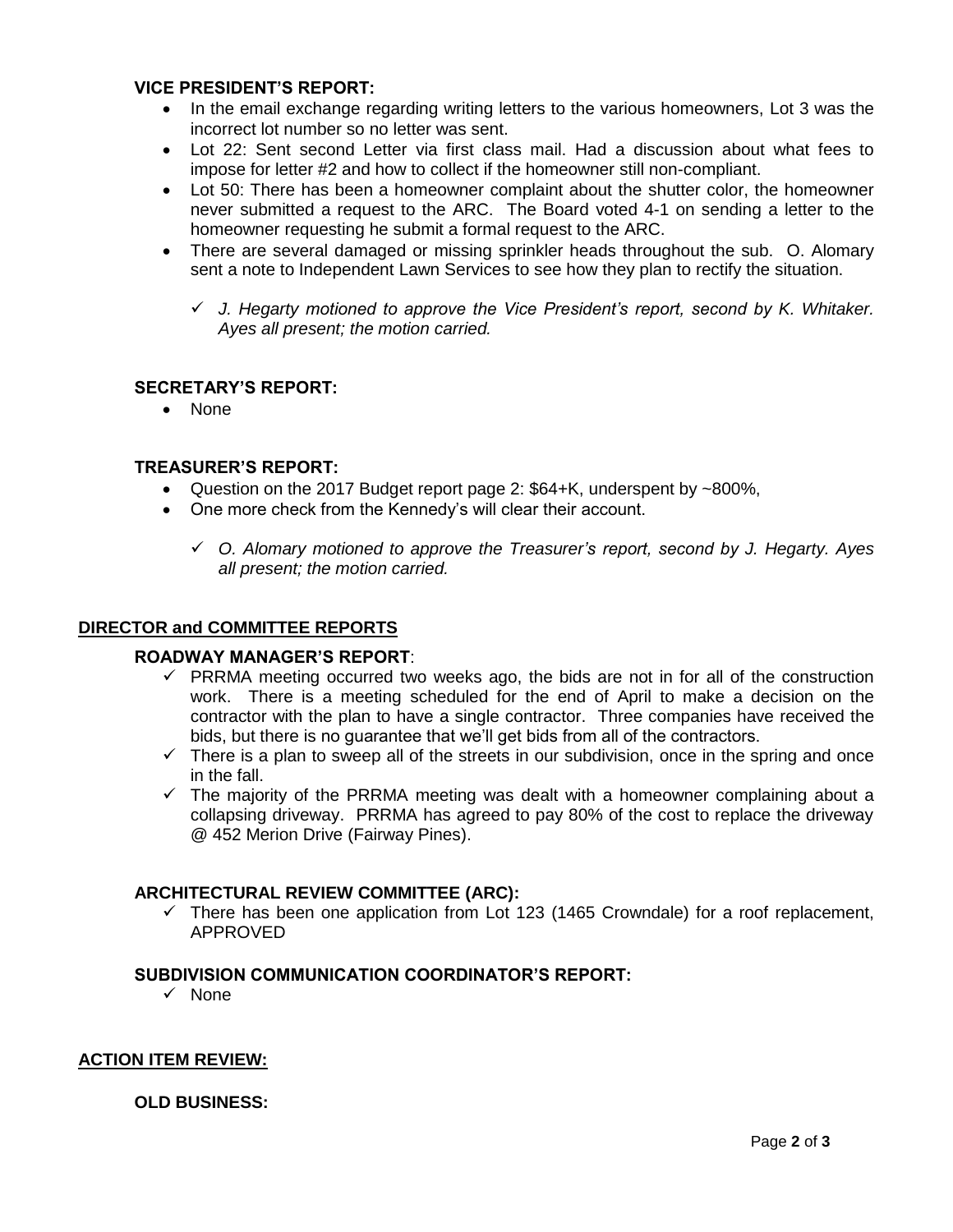### VICE PRESIDENT'S REPORT:

- In the email exchange regarding writing letters to the various homeowners, Lot 3 was the incorrect lot number so no letter was sent.
- Lot 22: Sent second Letter via first class mail. Had a discussion about what fees to impose for letter #2 and how to collect if the homeowner still non-compliant.
- Lot 50: There has been a homeowner complaint about the shutter color, the homeowner never submitted a request to the ARC. The Board voted 4-1 on sending a letter to the homeowner requesting he submit a formal request to the ARC.
- There are several damaged or missing sprinkler heads throughout the sub. O. Alomary sent a note to Independent Lawn Services to see how they plan to rectify the situation.
  - ✓ *J. Hegarty motioned to approve the Vice President's report, second by K. Whitaker. Ayes all present; the motion carried.*

### SECRETARY'S REPORT:

- None

### TREASURER'S REPORT:

- Question on the 2017 Budget report page 2: $64+K, underspent by ~800%,
- One more check from the Kennedy's will clear their account.
  - ✓ *O. Alomary motioned to approve the Treasurer's report, second by J. Hegarty. Ayes all present; the motion carried.*

## DIRECTOR and COMMITTEE REPORTS

### ROADWAY MANAGER'S REPORT:

- ✓ PRRMA meeting occurred two weeks ago, the bids are not in for all of the construction work. There is a meeting scheduled for the end of April to make a decision on the contractor with the plan to have a single contractor. Three companies have received the bids, but there is no guarantee that we'll get bids from all of the contractors.
- ✓ There is a plan to sweep all of the streets in our subdivision, once in the spring and once in the fall.
- ✓ The majority of the PRRMA meeting was dealt with a homeowner complaining about a collapsing driveway. PRRMA has agreed to pay 80% of the cost to replace the driveway @ 452 Merion Drive (Fairway Pines).

### ARCHITECTURAL REVIEW COMMITTEE (ARC):

- ✓ There has been one application from Lot 123 (1465 Crowndale) for a roof replacement, APPROVED

### SUBDIVISION COMMUNICATION COORDINATOR'S REPORT:

- ✓ None

## ACTION ITEM REVIEW:

### OLD BUSINESS: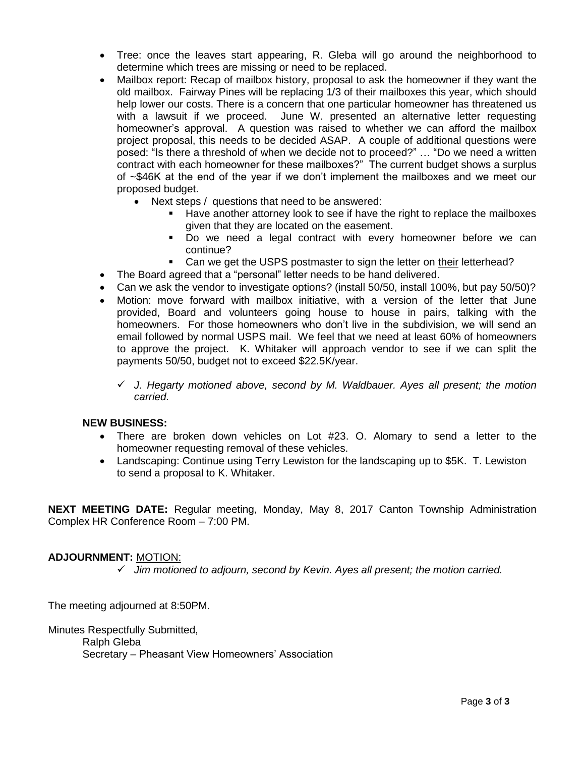- Tree: once the leaves start appearing, R. Gleba will go around the neighborhood to determine which trees are missing or need to be replaced.
- Mailbox report: Recap of mailbox history, proposal to ask the homeowner if they want the old mailbox. Fairway Pines will be replacing 1/3 of their mailboxes this year, which should help lower our costs. There is a concern that one particular homeowner has threatened us with a lawsuit if we proceed. June W. presented an alternative letter requesting homeowner's approval. A question was raised to whether we can afford the mailbox project proposal, this needs to be decided ASAP. A couple of additional questions were posed: "Is there a threshold of when we decide not to proceed?" … "Do we need a written contract with each homeowner for these mailboxes?" The current budget shows a surplus of ~$46K at the end of the year if we don't implement the mailboxes and we meet our proposed budget.
  - Next steps / questions that need to be answered:
    - Have another attorney look to see if have the right to replace the mailboxes given that they are located on the easement.
    - Do we need a legal contract with <u>every</u> homeowner before we can continue?
    - Can we get the USPS postmaster to sign the letter on <u>their</u> letterhead?
- The Board agreed that a "personal" letter needs to be hand delivered.
- Can we ask the vendor to investigate options? (install 50/50, install 100%, but pay 50/50)?
- Motion: move forward with mailbox initiative, with a version of the letter that June provided, Board and volunteers going house to house in pairs, talking with the homeowners. For those homeowners who don't live in the subdivision, we will send an email followed by normal USPS mail. We feel that we need at least 60% of homeowners to approve the project. K. Whitaker will approach vendor to see if we can split the payments 50/50, budget not to exceed $22.5K/year.

  ✓ *J. Hegarty motioned above, second by M. Waldbauer. Ayes all present; the motion carried.*

**NEW BUSINESS:**

- There are broken down vehicles on Lot #23. O. Alomary to send a letter to the homeowner requesting removal of these vehicles.
- Landscaping: Continue using Terry Lewiston for the landscaping up to $5K. T. Lewiston to send a proposal to K. Whitaker.

**NEXT MEETING DATE:** Regular meeting, Monday, May 8, 2017 Canton Township Administration Complex HR Conference Room – 7:00 PM.

**ADJOURNMENT:** <u>MOTION:</u>

✓ *Jim motioned to adjourn, second by Kevin. Ayes all present; the motion carried.*

The meeting adjourned at 8:50PM.

Minutes Respectfully Submitted,
Ralph Gleba
Secretary – Pheasant View Homeowners' Association